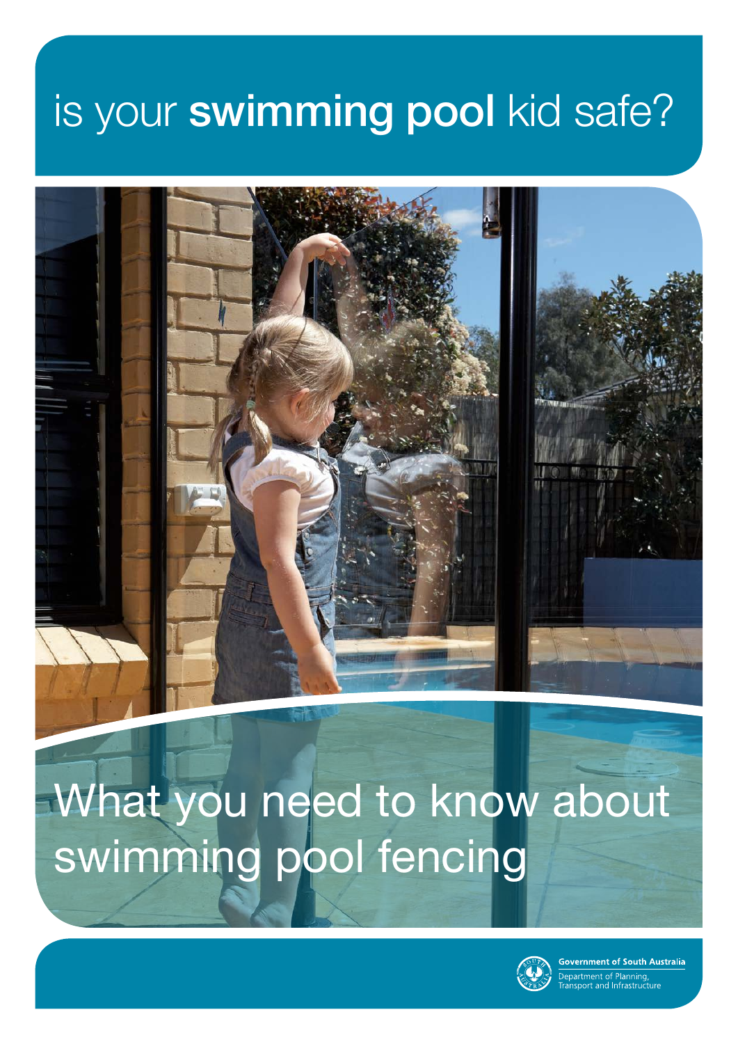# is your **swimming pool** kid safe?

## What you need to know about swimming pool fencing

Government of South Australia

Department of Planning, Transport and Infrastructure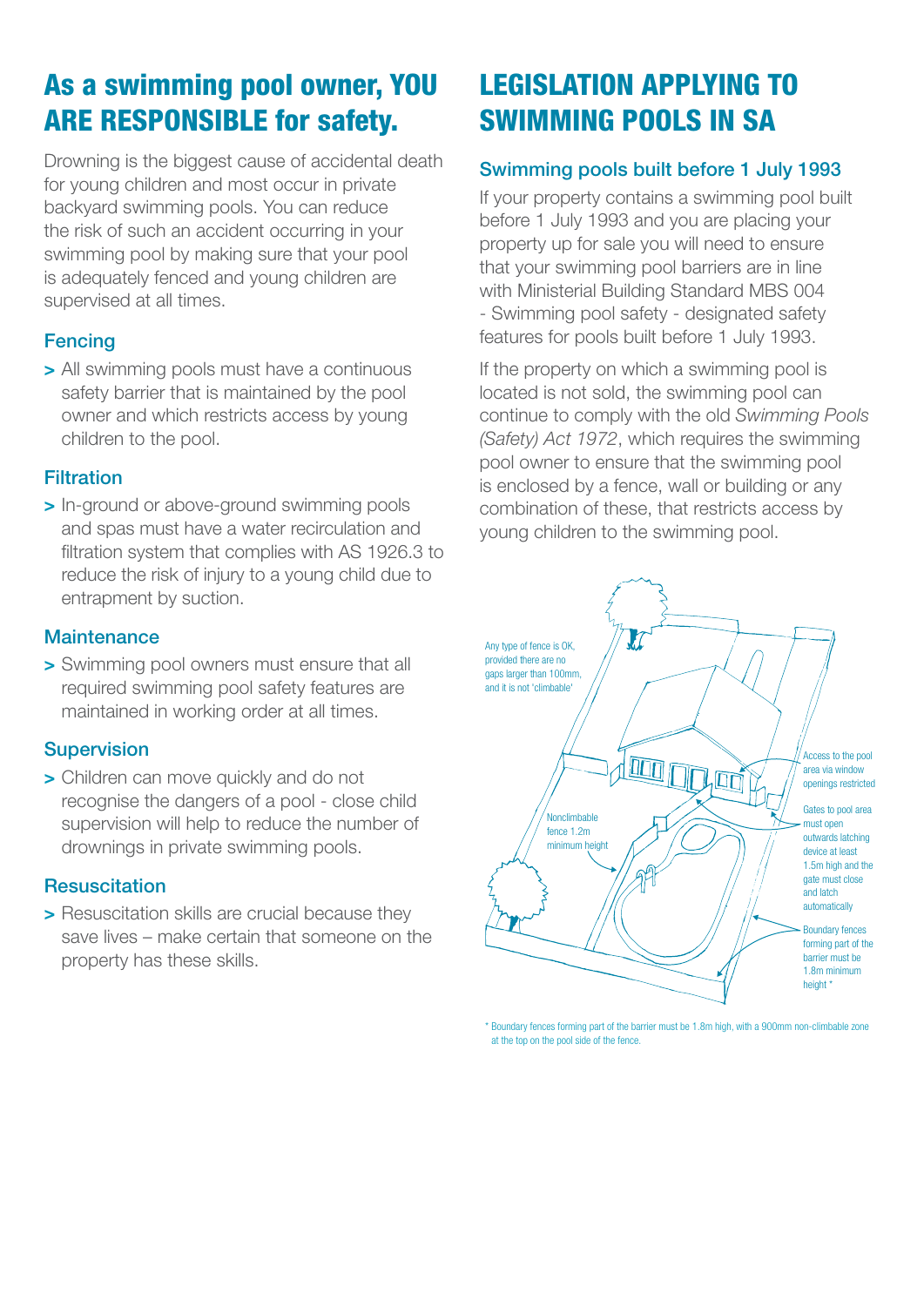# As a swimming pool owner, YOU ARE RESPONSIBLE for safety.

Drowning is the biggest cause of accidental death for young children and most occur in private backyard swimming pools. You can reduce the risk of such an accident occurring in your swimming pool by making sure that your pool is adequately fenced and young children are supervised at all times.

## Fencing

> All swimming pools must have a continuous safety barrier that is maintained by the pool owner and which restricts access by young children to the pool.

## Filtration

> In-ground or above-ground swimming pools and spas must have a water recirculation and filtration system that complies with AS 1926.3 to reduce the risk of injury to a young child due to entrapment by suction.

## Maintenance

> Swimming pool owners must ensure that all required swimming pool safety features are maintained in working order at all times.

## Supervision

> Children can move quickly and do not recognise the dangers of a pool - close child supervision will help to reduce the number of drownings in private swimming pools.

## Resuscitation

> Resuscitation skills are crucial because they save lives – make certain that someone on the property has these skills.

# LEGISLATION APPLYING TO SWIMMING POOLS IN SA

## Swimming pools built before 1 July 1993

If your property contains a swimming pool built before 1 July 1993 and you are placing your property up for sale you will need to ensure that your swimming pool barriers are in line with Ministerial Building Standard MBS 004 - Swimming pool safety - designated safety features for pools built before 1 July 1993.

If the property on which a swimming pool is located is not sold, the swimming pool can continue to comply with the old *Swimming Pools (Safety) Act 1972*, which requires the swimming pool owner to ensure that the swimming pool is enclosed by a fence, wall or building or any combination of these, that restricts access by young children to the swimming pool.

Any type of fence is OK, provided there are no gaps larger than 100mm, and it is not 'climbable'

Access to the pool area via window openings restricted

Nonclimbable fence 1.2m minimum height

Gates to pool area must open outwards latching device at least 1.5m high and the gate must close and latch automatically

Boundary fences forming part of the barrier must be 1.8m minimum height *

\* Boundary fences forming part of the barrier must be 1.8m high, with a 900mm non-climbable zone at the top on the pool side of the fence.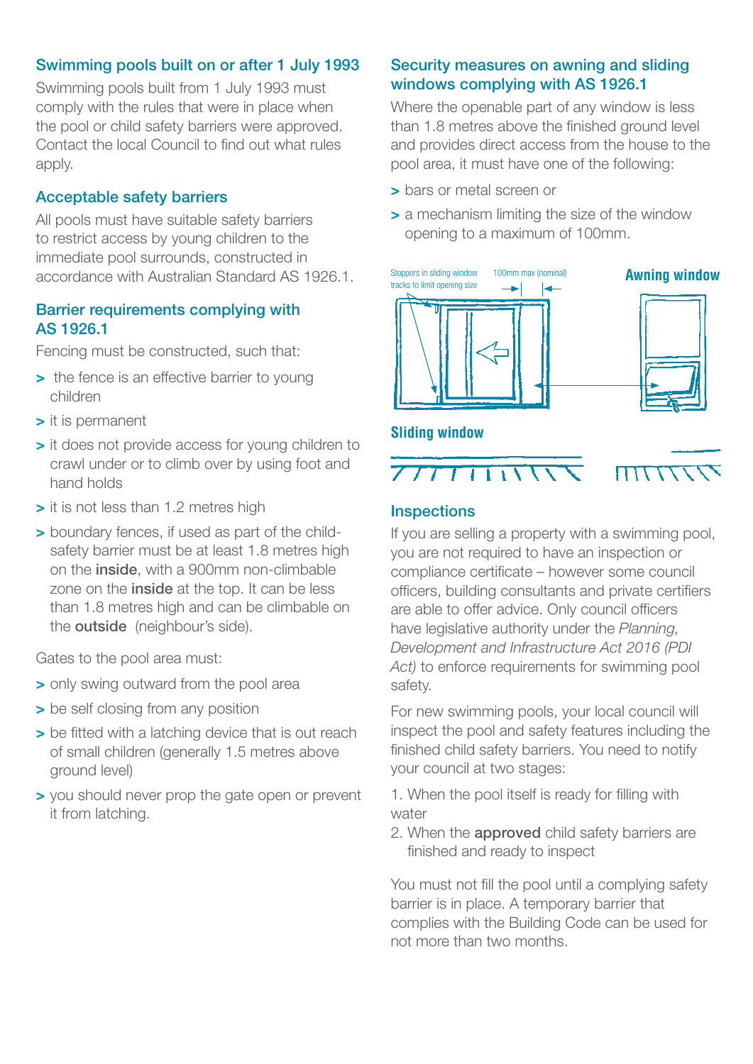## Swimming pools built on or after 1 July 1993

Swimming pools built from 1 July 1993 must comply with the rules that were in place when the pool or child safety barriers were approved. Contact the local Council to find out what rules apply.

## Acceptable safety barriers

All pools must have suitable safety barriers to restrict access by young children to the immediate pool surrounds, constructed in accordance with Australian Standard AS 1926.1.

## Barrier requirements complying with AS 1926.1

Fencing must be constructed, such that:

- the fence is an effective barrier to young children
- it is permanent
- it does not provide access for young children to crawl under or to climb over by using foot and hand holds
- it is not less than 1.2 metres high
- boundary fences, if used as part of the child-safety barrier must be at least 1.8 metres high on the **inside**, with a 900mm non-climbable zone on the **inside** at the top. It can be less than 1.8 metres high and can be climbable on the **outside** (neighbour's side).

Gates to the pool area must:

- only swing outward from the pool area
- be self closing from any position
- be fitted with a latching device that is out reach of small children (generally 1.5 metres above ground level)
- you should never prop the gate open or prevent it from latching.

## Security measures on awning and sliding windows complying with AS 1926.1

Where the openable part of any window is less than 1.8 metres above the finished ground level and provides direct access from the house to the pool area, it must have one of the following:

- bars or metal screen or
- a mechanism limiting the size of the window opening to a maximum of 100mm.

Stoppers in sliding window tracks to limit opening size

100mm max (nominal)

Awning window

Sliding window

## Inspections

If you are selling a property with a swimming pool, you are not required to have an inspection or compliance certificate – however some council officers, building consultants and private certifiers are able to offer advice. Only council officers have legislative authority under the *Planning, Development and Infrastructure Act 2016 (PDI Act)* to enforce requirements for swimming pool safety.

For new swimming pools, your local council will inspect the pool and safety features including the finished child safety barriers. You need to notify your council at two stages:

1. When the pool itself is ready for filling with water
2. When the **approved** child safety barriers are finished and ready to inspect

You must not fill the pool until a complying safety barrier is in place. A temporary barrier that complies with the Building Code can be used for not more than two months.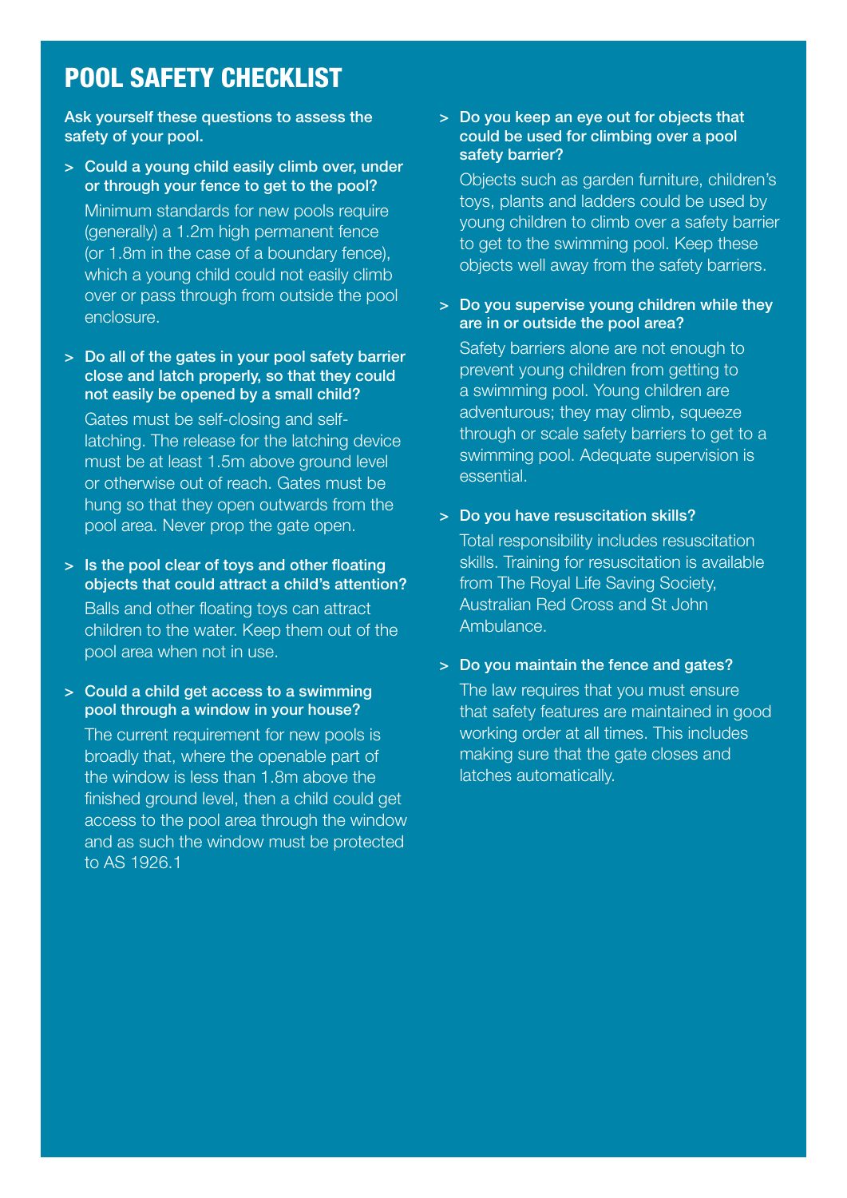# POOL SAFETY CHECKLIST

**Ask yourself these questions to assess the safety of your pool.**

> **Could a young child easily climb over, under or through your fence to get to the pool?**

Minimum standards for new pools require (generally) a 1.2m high permanent fence (or 1.8m in the case of a boundary fence), which a young child could not easily climb over or pass through from outside the pool enclosure.

> **Do all of the gates in your pool safety barrier close and latch properly, so that they could not easily be opened by a small child?**

Gates must be self-closing and self-latching. The release for the latching device must be at least 1.5m above ground level or otherwise out of reach. Gates must be hung so that they open outwards from the pool area. Never prop the gate open.

> **Is the pool clear of toys and other floating objects that could attract a child's attention?**

Balls and other floating toys can attract children to the water. Keep them out of the pool area when not in use.

> **Could a child get access to a swimming pool through a window in your house?**

The current requirement for new pools is broadly that, where the openable part of the window is less than 1.8m above the finished ground level, then a child could get access to the pool area through the window and as such the window must be protected to AS 1926.1

> **Do you keep an eye out for objects that could be used for climbing over a pool safety barrier?**

Objects such as garden furniture, children's toys, plants and ladders could be used by young children to climb over a safety barrier to get to the swimming pool. Keep these objects well away from the safety barriers.

> **Do you supervise young children while they are in or outside the pool area?**

Safety barriers alone are not enough to prevent young children from getting to a swimming pool. Young children are adventurous; they may climb, squeeze through or scale safety barriers to get to a swimming pool. Adequate supervision is essential.

> **Do you have resuscitation skills?**

Total responsibility includes resuscitation skills. Training for resuscitation is available from The Royal Life Saving Society, Australian Red Cross and St John Ambulance.

> **Do you maintain the fence and gates?**

The law requires that you must ensure that safety features are maintained in good working order at all times. This includes making sure that the gate closes and latches automatically.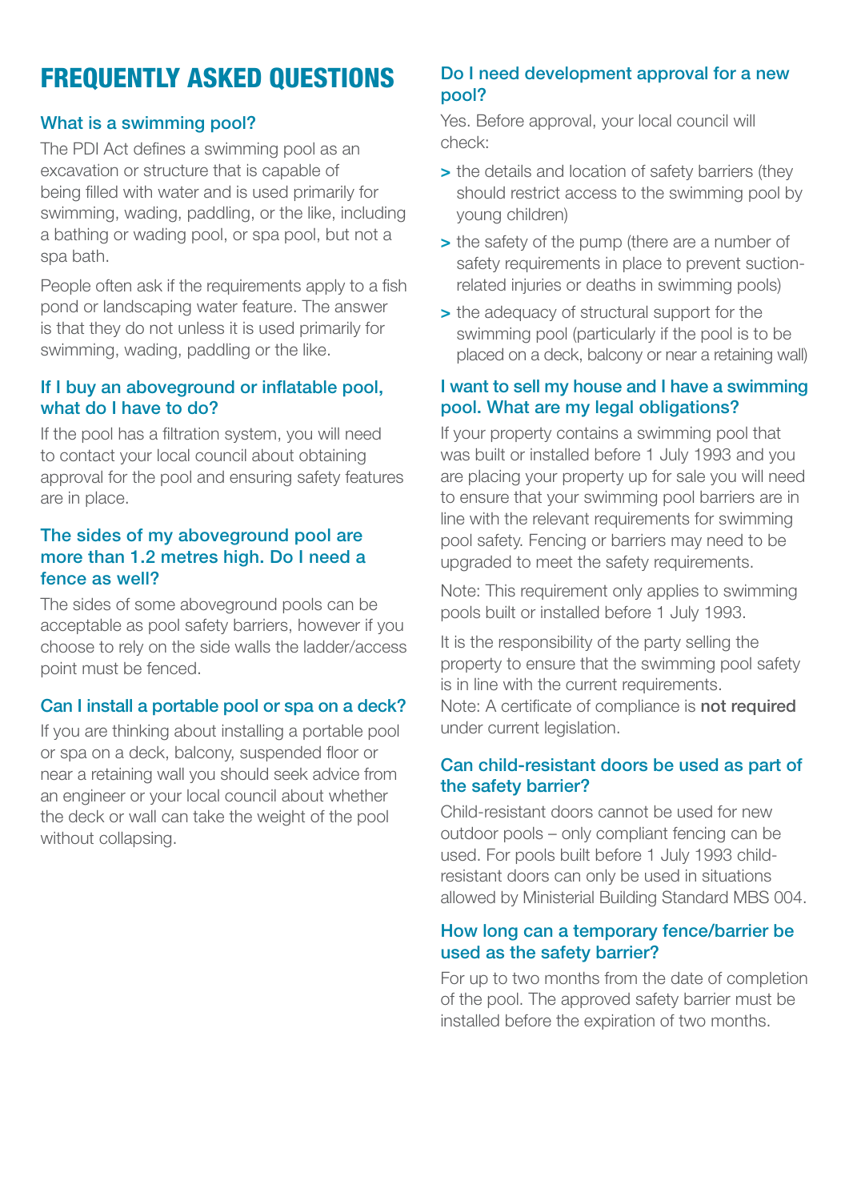# FREQUENTLY ASKED QUESTIONS

### What is a swimming pool?

The PDI Act defines a swimming pool as an excavation or structure that is capable of being filled with water and is used primarily for swimming, wading, paddling, or the like, including a bathing or wading pool, or spa pool, but not a spa bath.

People often ask if the requirements apply to a fish pond or landscaping water feature. The answer is that they do not unless it is used primarily for swimming, wading, paddling or the like.

### If I buy an aboveground or inflatable pool, what do I have to do?

If the pool has a filtration system, you will need to contact your local council about obtaining approval for the pool and ensuring safety features are in place.

### The sides of my aboveground pool are more than 1.2 metres high. Do I need a fence as well?

The sides of some aboveground pools can be acceptable as pool safety barriers, however if you choose to rely on the side walls the ladder/access point must be fenced.

### Can I install a portable pool or spa on a deck?

If you are thinking about installing a portable pool or spa on a deck, balcony, suspended floor or near a retaining wall you should seek advice from an engineer or your local council about whether the deck or wall can take the weight of the pool without collapsing.

### Do I need development approval for a new pool?

Yes. Before approval, your local council will check:

- the details and location of safety barriers (they should restrict access to the swimming pool by young children)
- the safety of the pump (there are a number of safety requirements in place to prevent suction-related injuries or deaths in swimming pools)
- the adequacy of structural support for the swimming pool (particularly if the pool is to be placed on a deck, balcony or near a retaining wall)

### I want to sell my house and I have a swimming pool. What are my legal obligations?

If your property contains a swimming pool that was built or installed before 1 July 1993 and you are placing your property up for sale you will need to ensure that your swimming pool barriers are in line with the relevant requirements for swimming pool safety. Fencing or barriers may need to be upgraded to meet the safety requirements.

Note: This requirement only applies to swimming pools built or installed before 1 July 1993.

It is the responsibility of the party selling the property to ensure that the swimming pool safety is in line with the current requirements.
Note: A certificate of compliance is **not required** under current legislation.

### Can child-resistant doors be used as part of the safety barrier?

Child-resistant doors cannot be used for new outdoor pools – only compliant fencing can be used. For pools built before 1 July 1993 child-resistant doors can only be used in situations allowed by Ministerial Building Standard MBS 004.

### How long can a temporary fence/barrier be used as the safety barrier?

For up to two months from the date of completion of the pool. The approved safety barrier must be installed before the expiration of two months.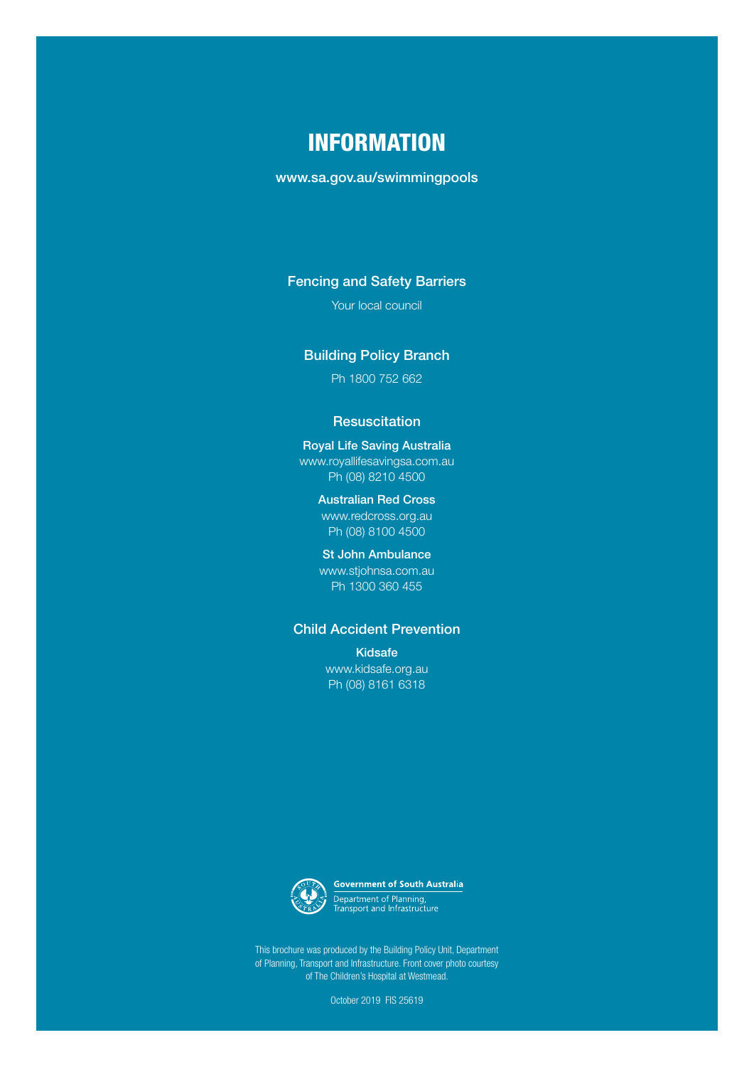# INFORMATION

www.sa.gov.au/swimmingpools

## Fencing and Safety Barriers

Your local council

## Building Policy Branch

Ph 1800 752 662

## Resuscitation

**Royal Life Saving Australia**
www.royallifesavingsa.com.au
Ph (08) 8210 4500

**Australian Red Cross**
www.redcross.org.au
Ph (08) 8100 4500

**St John Ambulance**
www.stjohnsa.com.au
Ph 1300 360 455

## Child Accident Prevention

**Kidsafe**
www.kidsafe.org.au
Ph (08) 8161 6318

**Government of South Australia**
Department of Planning, Transport and Infrastructure

This brochure was produced by the Building Policy Unit, Department of Planning, Transport and Infrastructure. Front cover photo courtesy of The Children's Hospital at Westmead.

October 2019 FIS 25619